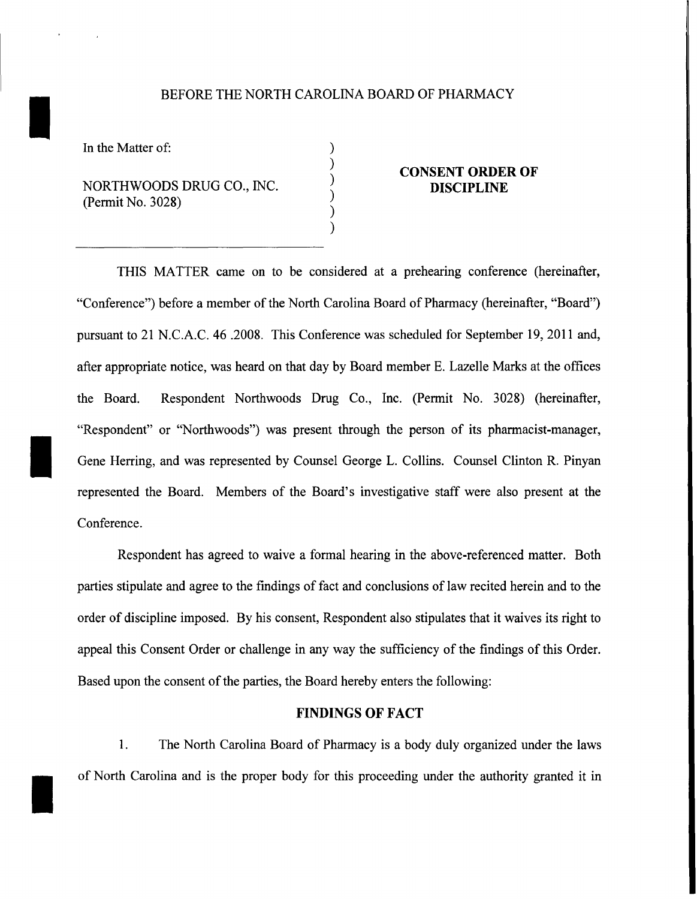BEFORE THE NORTH CAROLINA BOARD OF PHARMACY

In the Matter of:

NORTHWOODS DRUG CO., INC.
(Permit No. 3028)

**CONSENT ORDER OF DISCIPLINE**

THIS MATTER came on to be considered at a prehearing conference (hereinafter, "Conference") before a member of the North Carolina Board of Pharmacy (hereinafter, "Board") pursuant to 21 N.C.A.C. 46 .2008. This Conference was scheduled for September 19, 2011 and, after appropriate notice, was heard on that day by Board member E. Lazelle Marks at the offices the Board. Respondent Northwoods Drug Co., Inc. (Permit No. 3028) (hereinafter, "Respondent" or "Northwoods") was present through the person of its pharmacist-manager, Gene Herring, and was represented by Counsel George L. Collins. Counsel Clinton R. Pinyan represented the Board. Members of the Board's investigative staff were also present at the Conference.

Respondent has agreed to waive a formal hearing in the above-referenced matter. Both parties stipulate and agree to the findings of fact and conclusions of law recited herein and to the order of discipline imposed. By his consent, Respondent also stipulates that it waives its right to appeal this Consent Order or challenge in any way the sufficiency of the findings of this Order. Based upon the consent of the parties, the Board hereby enters the following:

## FINDINGS OF FACT

1. The North Carolina Board of Pharmacy is a body duly organized under the laws of North Carolina and is the proper body for this proceeding under the authority granted it in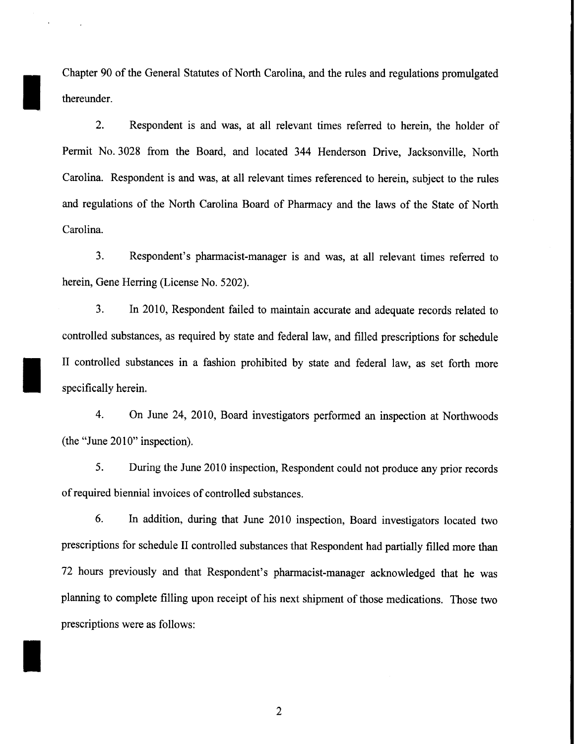Chapter 90 of the General Statutes of North Carolina, and the rules and regulations promulgated thereunder.

2. Respondent is and was, at all relevant times referred to herein, the holder of Permit No. 3028 from the Board, and located 344 Henderson Drive, Jacksonville, North Carolina. Respondent is and was, at all relevant times referenced to herein, subject to the rules and regulations of the North Carolina Board of Pharmacy and the laws of the State of North Carolina.

3. Respondent's pharmacist-manager is and was, at all relevant times referred to herein, Gene Herring (License No. 5202).

3. In 2010, Respondent failed to maintain accurate and adequate records related to controlled substances, as required by state and federal law, and filled prescriptions for schedule II controlled substances in a fashion prohibited by state and federal law, as set forth more specifically herein.

4. On June 24, 2010, Board investigators performed an inspection at Northwoods (the "June 2010" inspection).

5. During the June 2010 inspection, Respondent could not produce any prior records of required biennial invoices of controlled substances.

6. In addition, during that June 2010 inspection, Board investigators located two prescriptions for schedule II controlled substances that Respondent had partially filled more than 72 hours previously and that Respondent's pharmacist-manager acknowledged that he was planning to complete filling upon receipt of his next shipment of those medications. Those two prescriptions were as follows: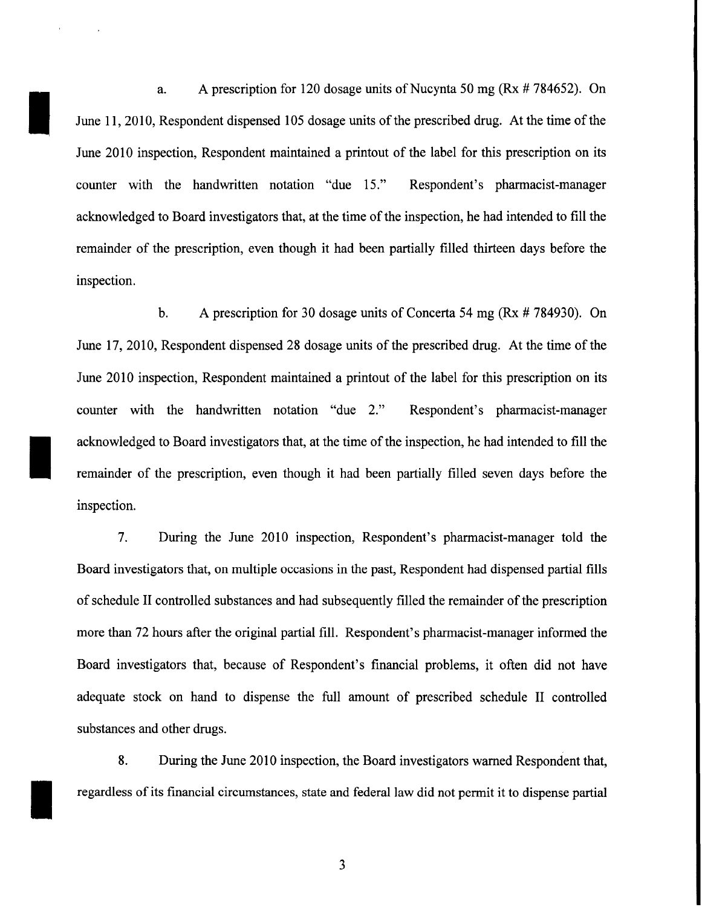a. A prescription for 120 dosage units of Nucynta 50 mg (Rx # 784652). On June 11, 2010, Respondent dispensed 105 dosage units of the prescribed drug. At the time of the June 2010 inspection, Respondent maintained a printout of the label for this prescription on its counter with the handwritten notation "due 15." Respondent's pharmacist-manager acknowledged to Board investigators that, at the time of the inspection, he had intended to fill the remainder of the prescription, even though it had been partially filled thirteen days before the inspection.

b. A prescription for 30 dosage units of Concerta 54 mg (Rx # 784930). On June 17, 2010, Respondent dispensed 28 dosage units of the prescribed drug. At the time of the June 2010 inspection, Respondent maintained a printout of the label for this prescription on its counter with the handwritten notation "due 2." Respondent's pharmacist-manager acknowledged to Board investigators that, at the time of the inspection, he had intended to fill the remainder of the prescription, even though it had been partially filled seven days before the inspection.

7. During the June 2010 inspection, Respondent's pharmacist-manager told the Board investigators that, on multiple occasions in the past, Respondent had dispensed partial fills of schedule II controlled substances and had subsequently filled the remainder of the prescription more than 72 hours after the original partial fill. Respondent's pharmacist-manager informed the Board investigators that, because of Respondent's financial problems, it often did not have adequate stock on hand to dispense the full amount of prescribed schedule II controlled substances and other drugs.

8. During the June 2010 inspection, the Board investigators warned Respondent that, regardless of its financial circumstances, state and federal law did not permit it to dispense partial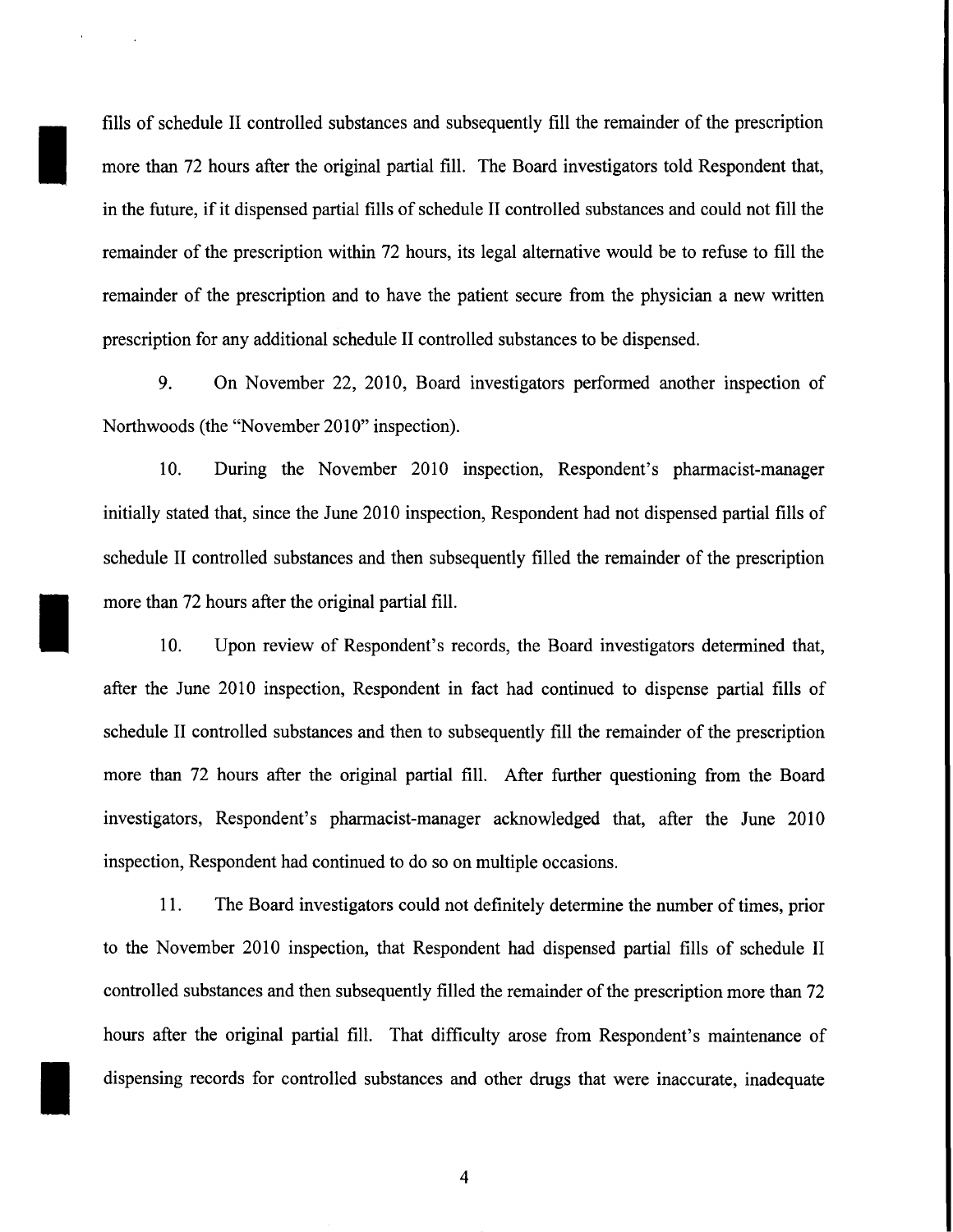fills of schedule II controlled substances and subsequently fill the remainder of the prescription more than 72 hours after the original partial fill. The Board investigators told Respondent that, in the future, if it dispensed partial fills of schedule II controlled substances and could not fill the remainder of the prescription within 72 hours, its legal alternative would be to refuse to fill the remainder of the prescription and to have the patient secure from the physician a new written prescription for any additional schedule II controlled substances to be dispensed.

9. On November 22, 2010, Board investigators performed another inspection of Northwoods (the "November 2010" inspection).

10. During the November 2010 inspection, Respondent's pharmacist-manager initially stated that, since the June 2010 inspection, Respondent had not dispensed partial fills of schedule II controlled substances and then subsequently filled the remainder of the prescription more than 72 hours after the original partial fill.

10. Upon review of Respondent's records, the Board investigators determined that, after the June 2010 inspection, Respondent in fact had continued to dispense partial fills of schedule II controlled substances and then to subsequently fill the remainder of the prescription more than 72 hours after the original partial fill. After further questioning from the Board investigators, Respondent's pharmacist-manager acknowledged that, after the June 2010 inspection, Respondent had continued to do so on multiple occasions.

11. The Board investigators could not definitely determine the number of times, prior to the November 2010 inspection, that Respondent had dispensed partial fills of schedule II controlled substances and then subsequently filled the remainder of the prescription more than 72 hours after the original partial fill. That difficulty arose from Respondent's maintenance of dispensing records for controlled substances and other drugs that were inaccurate, inadequate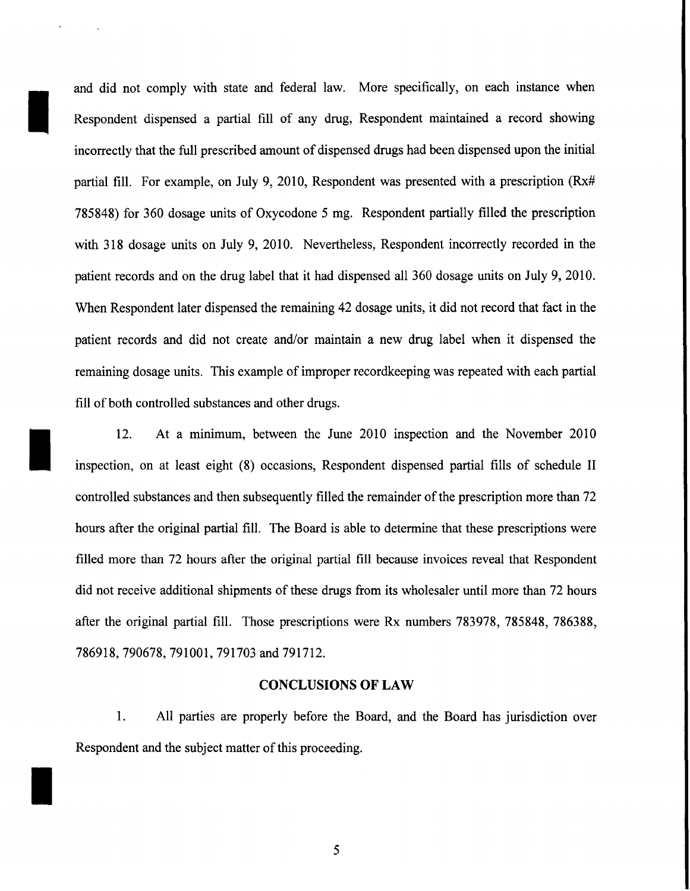and did not comply with state and federal law. More specifically, on each instance when Respondent dispensed a partial fill of any drug, Respondent maintained a record showing incorrectly that the full prescribed amount of dispensed drugs had been dispensed upon the initial partial fill. For example, on July 9, 2010, Respondent was presented with a prescription (Rx# 785848) for 360 dosage units of Oxycodone 5 mg. Respondent partially filled the prescription with 318 dosage units on July 9, 2010. Nevertheless, Respondent incorrectly recorded in the patient records and on the drug label that it had dispensed all 360 dosage units on July 9, 2010. When Respondent later dispensed the remaining 42 dosage units, it did not record that fact in the patient records and did not create and/or maintain a new drug label when it dispensed the remaining dosage units. This example of improper recordkeeping was repeated with each partial fill of both controlled substances and other drugs.

12. At a minimum, between the June 2010 inspection and the November 2010 inspection, on at least eight (8) occasions, Respondent dispensed partial fills of schedule II controlled substances and then subsequently filled the remainder of the prescription more than 72 hours after the original partial fill. The Board is able to determine that these prescriptions were filled more than 72 hours after the original partial fill because invoices reveal that Respondent did not receive additional shipments of these drugs from its wholesaler until more than 72 hours after the original partial fill. Those prescriptions were Rx numbers 783978, 785848, 786388, 786918, 790678, 791001, 791703 and 791712.

## CONCLUSIONS OF LAW

1. All parties are properly before the Board, and the Board has jurisdiction over Respondent and the subject matter of this proceeding.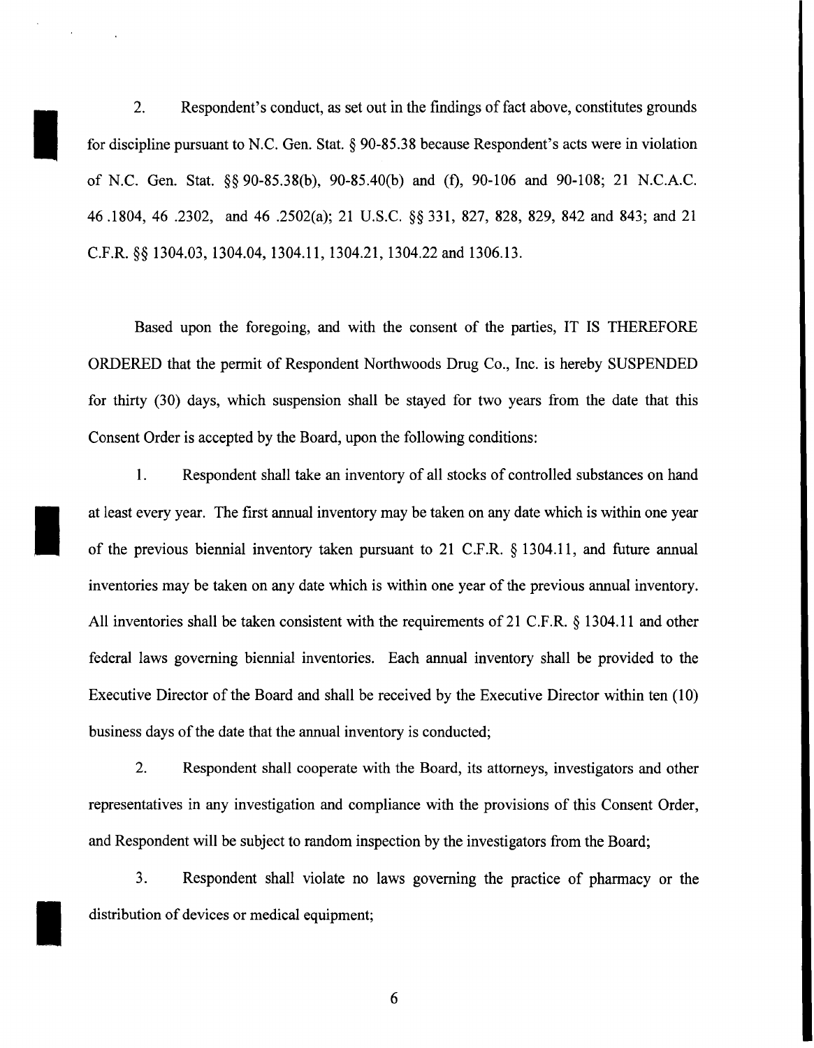2. Respondent's conduct, as set out in the findings of fact above, constitutes grounds for discipline pursuant to N.C. Gen. Stat. § 90-85.38 because Respondent's acts were in violation of N.C. Gen. Stat. §§ 90-85.38(b), 90-85.40(b) and (f), 90-106 and 90-108; 21 N.C.A.C. 46 .1804, 46 .2302, and 46 .2502(a); 21 U.S.C. §§ 331, 827, 828, 829, 842 and 843; and 21 C.F.R. §§ 1304.03, 1304.04, 1304.11, 1304.21, 1304.22 and 1306.13.

Based upon the foregoing, and with the consent of the parties, IT IS THEREFORE ORDERED that the permit of Respondent Northwoods Drug Co., Inc. is hereby SUSPENDED for thirty (30) days, which suspension shall be stayed for two years from the date that this Consent Order is accepted by the Board, upon the following conditions:

1. Respondent shall take an inventory of all stocks of controlled substances on hand at least every year. The first annual inventory may be taken on any date which is within one year of the previous biennial inventory taken pursuant to 21 C.F.R. § 1304.11, and future annual inventories may be taken on any date which is within one year of the previous annual inventory. All inventories shall be taken consistent with the requirements of 21 C.F.R. § 1304.11 and other federal laws governing biennial inventories. Each annual inventory shall be provided to the Executive Director of the Board and shall be received by the Executive Director within ten (10) business days of the date that the annual inventory is conducted;

2. Respondent shall cooperate with the Board, its attorneys, investigators and other representatives in any investigation and compliance with the provisions of this Consent Order, and Respondent will be subject to random inspection by the investigators from the Board;

3. Respondent shall violate no laws governing the practice of pharmacy or the distribution of devices or medical equipment;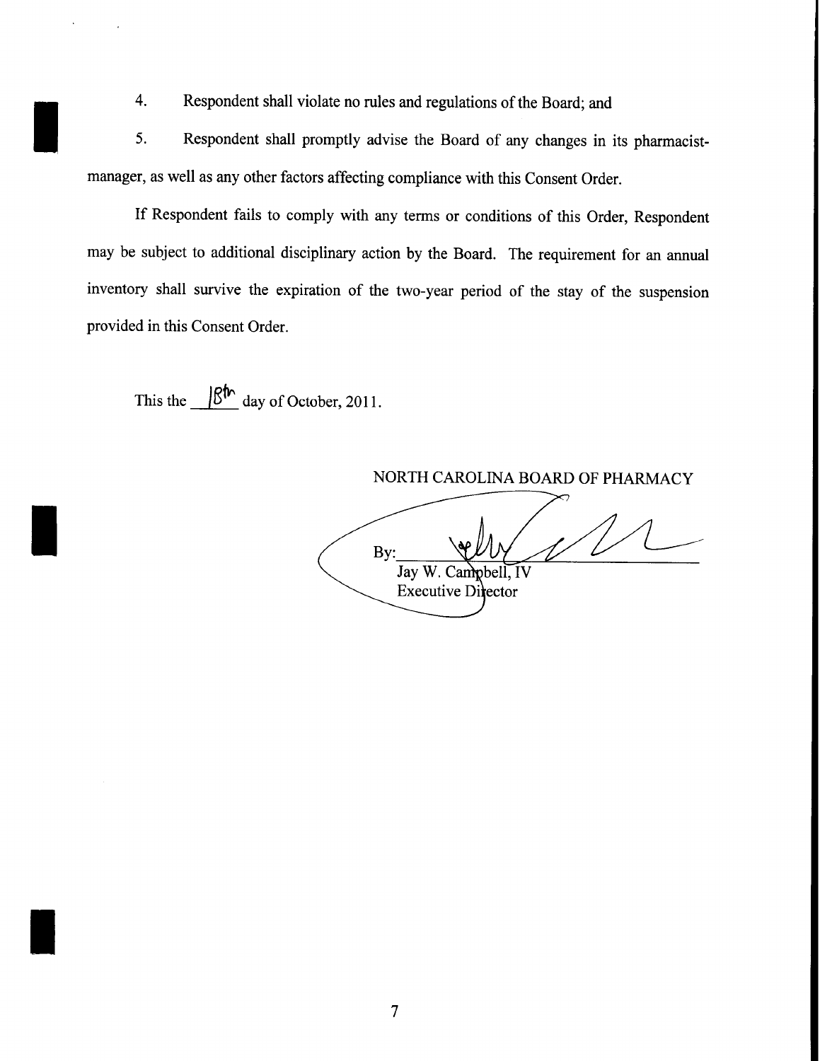4. Respondent shall violate no rules and regulations of the Board; and

5. Respondent shall promptly advise the Board of any changes in its pharmacist-manager, as well as any other factors affecting compliance with this Consent Order.

If Respondent fails to comply with any terms or conditions of this Order, Respondent may be subject to additional disciplinary action by the Board. The requirement for an annual inventory shall survive the expiration of the two-year period of the stay of the suspension provided in this Consent Order.

This the 18th day of October, 2011.

NORTH CAROLINA BOARD OF PHARMACY

By: \_\_\_\_\_\_\_\_\_\_\_\_\_\_\_\_\_\_\_\_
Jay W. Campbell, IV
Executive Director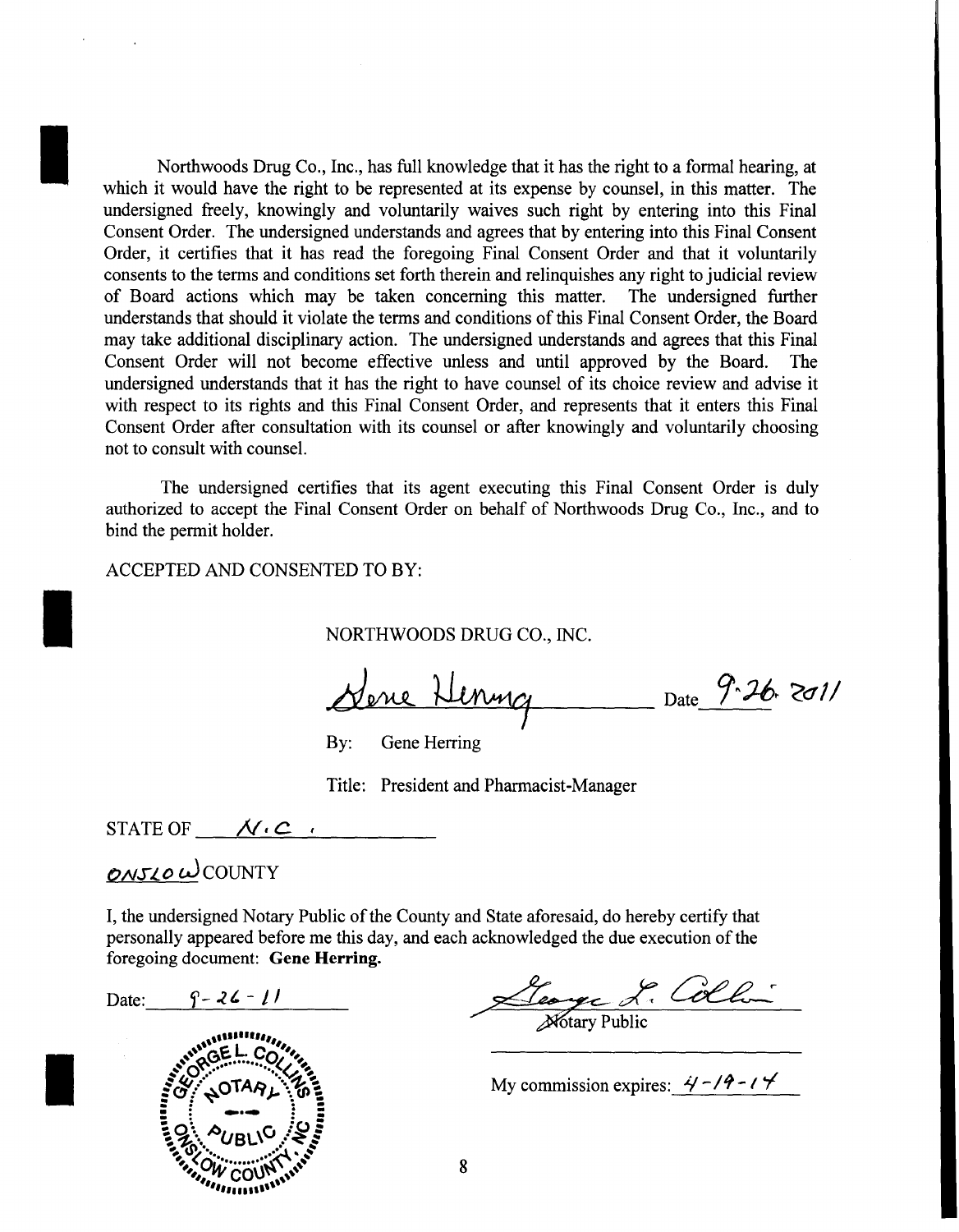Northwoods Drug Co., Inc., has full knowledge that it has the right to a formal hearing, at which it would have the right to be represented at its expense by counsel, in this matter. The undersigned freely, knowingly and voluntarily waives such right by entering into this Final Consent Order. The undersigned understands and agrees that by entering into this Final Consent Order, it certifies that it has read the foregoing Final Consent Order and that it voluntarily consents to the terms and conditions set forth therein and relinquishes any right to judicial review of Board actions which may be taken concerning this matter. The undersigned further understands that should it violate the terms and conditions of this Final Consent Order, the Board may take additional disciplinary action. The undersigned understands and agrees that this Final Consent Order will not become effective unless and until approved by the Board. The undersigned understands that it has the right to have counsel of its choice review and advise it with respect to its rights and this Final Consent Order, and represents that it enters this Final Consent Order after consultation with its counsel or after knowingly and voluntarily choosing not to consult with counsel.

The undersigned certifies that its agent executing this Final Consent Order is duly authorized to accept the Final Consent Order on behalf of Northwoods Drug Co., Inc., and to bind the permit holder.

ACCEPTED AND CONSENTED TO BY:

NORTHWOODS DRUG CO., INC.

Gene Herring Date 9.26.2011

By: Gene Herring

Title: President and Pharmacist-Manager

STATE OF N.C.

ONSLOW COUNTY

I, the undersigned Notary Public of the County and State aforesaid, do hereby certify that personally appeared before me this day, and each acknowledged the due execution of the foregoing document: **Gene Herring.**

Date: 9-26-11

George L. Collins
Notary Public

My commission expires: 4-19-14

GEORGE L. COLLINS NOTARY PUBLIC ONSLOW COUNTY, NC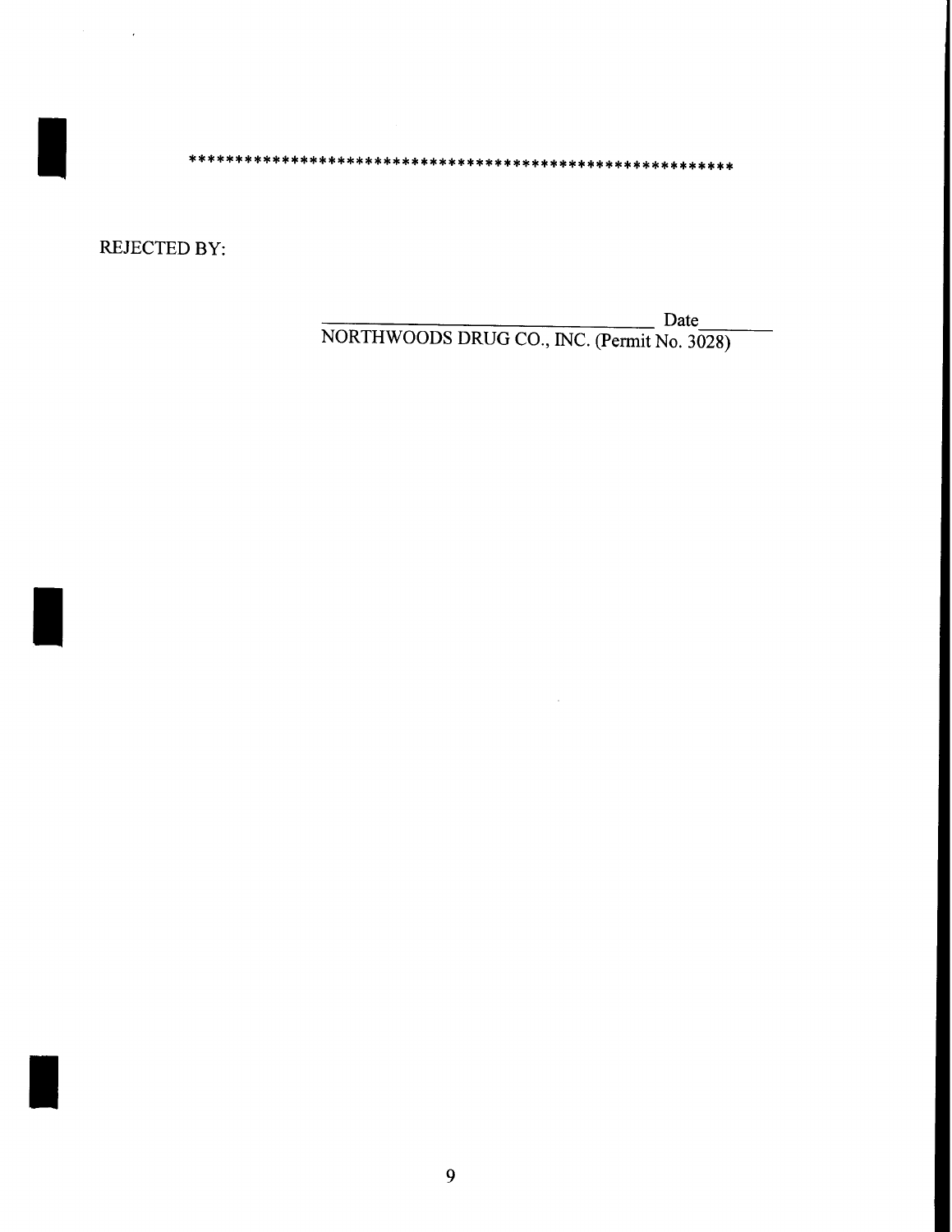**********************************************************

REJECTED BY:

\_\_\_\_\_\_\_\_\_\_\_\_\_\_\_\_\_\_\_\_\_\_\_\_\_\_\_\_\_\_\_\_\_\_ Date\_\_\_\_\_\_\_\_

NORTHWOODS DRUG CO., INC. (Permit No. 3028)